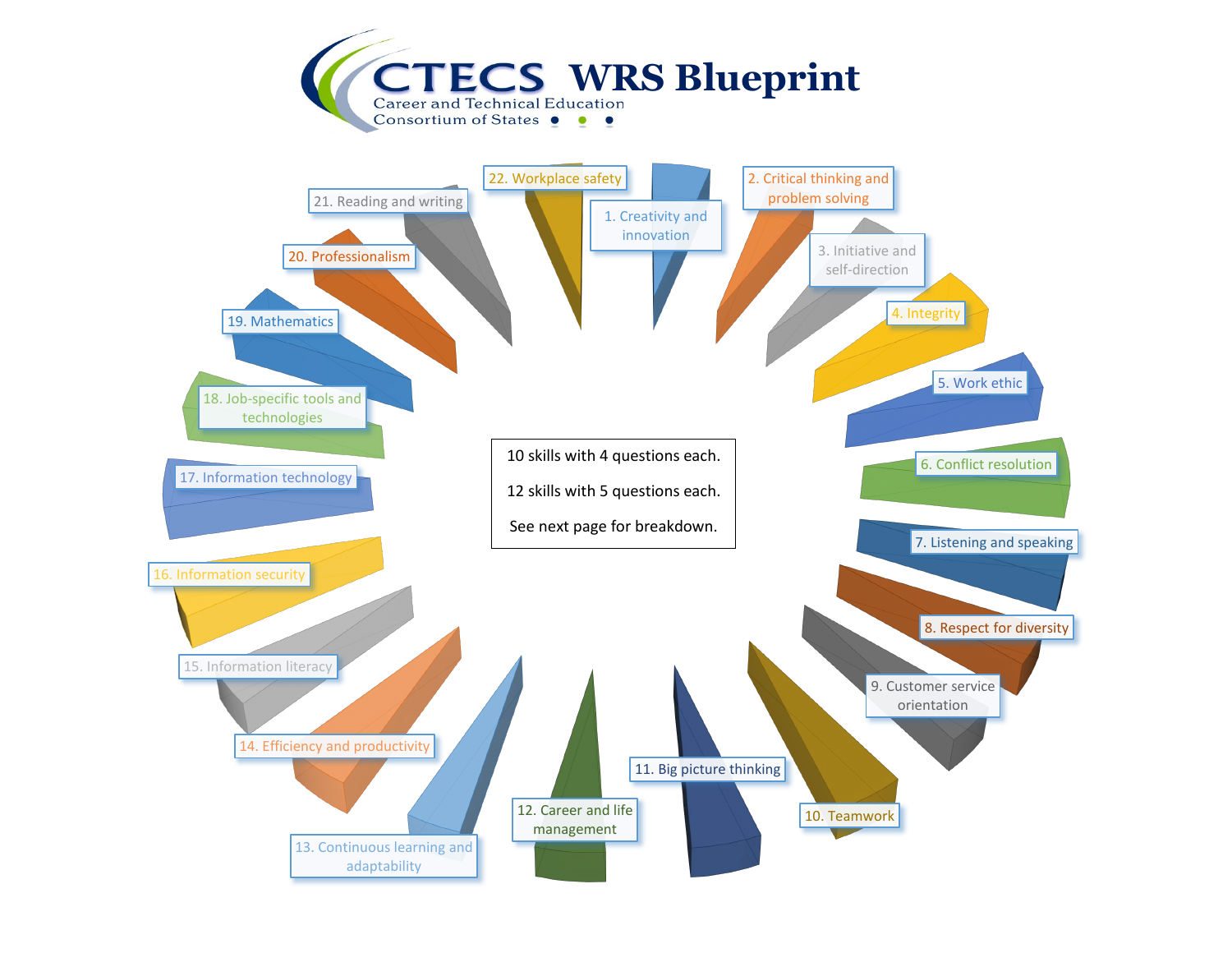# CTECS WRS Blueprint

Career and Technical Education Consortium of States

1. Creativity and innovation
2. Critical thinking and problem solving
3. Initiative and self-direction
4. Integrity
5. Work ethic
6. Conflict resolution
7. Listening and speaking
8. Respect for diversity
9. Customer service orientation
10. Teamwork
11. Big picture thinking
12. Career and life management
13. Continuous learning and adaptability
14. Efficiency and productivity
15. Information literacy
16. Information security
17. Information technology
18. Job-specific tools and technologies
19. Mathematics
20. Professionalism
21. Reading and writing
22. Workplace safety

10 skills with 4 questions each.

12 skills with 5 questions each.

See next page for breakdown.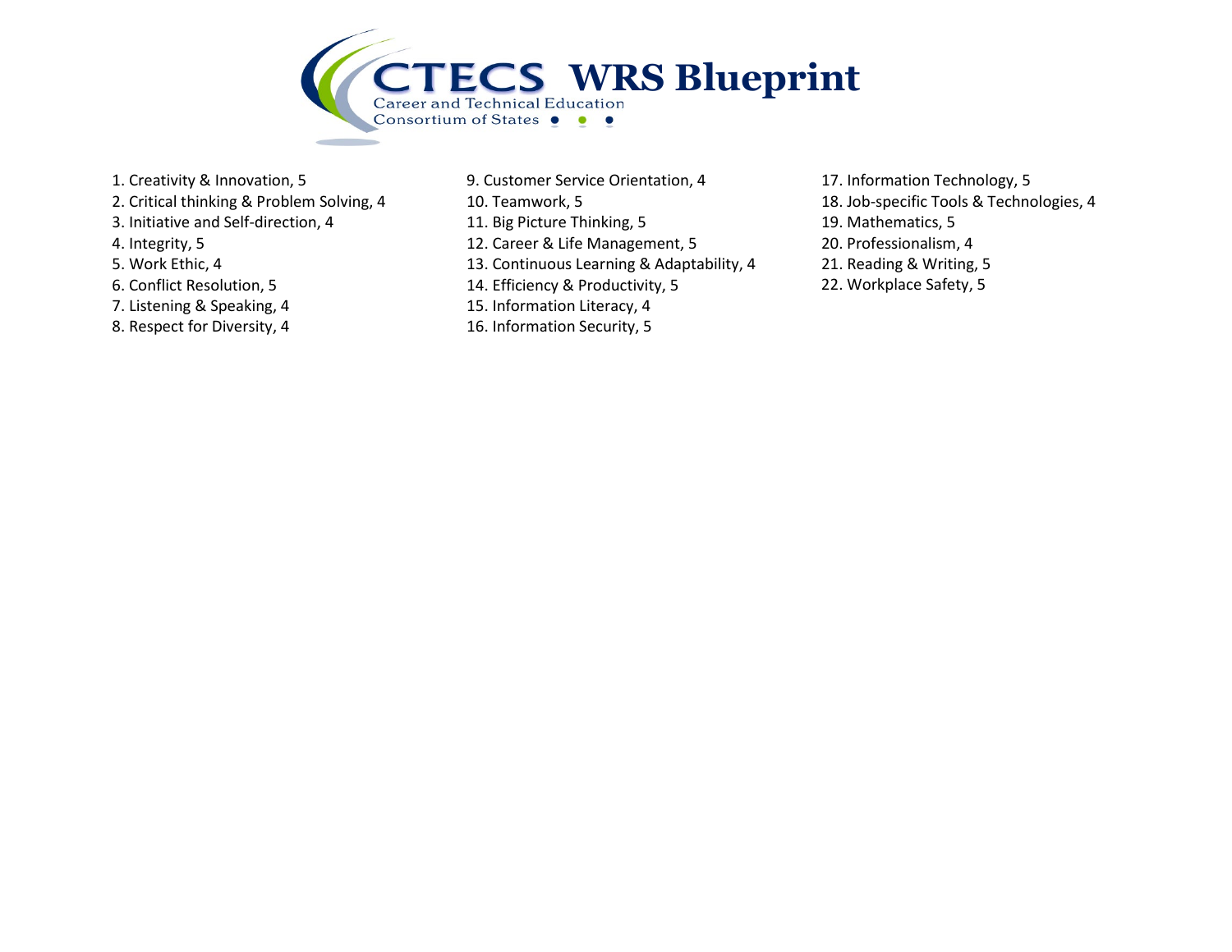# CTECS WRS Blueprint

Career and Technical Education Consortium of States

1. Creativity & Innovation, 5
2. Critical thinking & Problem Solving, 4
3. Initiative and Self-direction, 4
4. Integrity, 5
5. Work Ethic, 4
6. Conflict Resolution, 5
7. Listening & Speaking, 4
8. Respect for Diversity, 4
9. Customer Service Orientation, 4
10. Teamwork, 5
11. Big Picture Thinking, 5
12. Career & Life Management, 5
13. Continuous Learning & Adaptability, 4
14. Efficiency & Productivity, 5
15. Information Literacy, 4
16. Information Security, 5
17. Information Technology, 5
18. Job-specific Tools & Technologies, 4
19. Mathematics, 5
20. Professionalism, 4
21. Reading & Writing, 5
22. Workplace Safety, 5